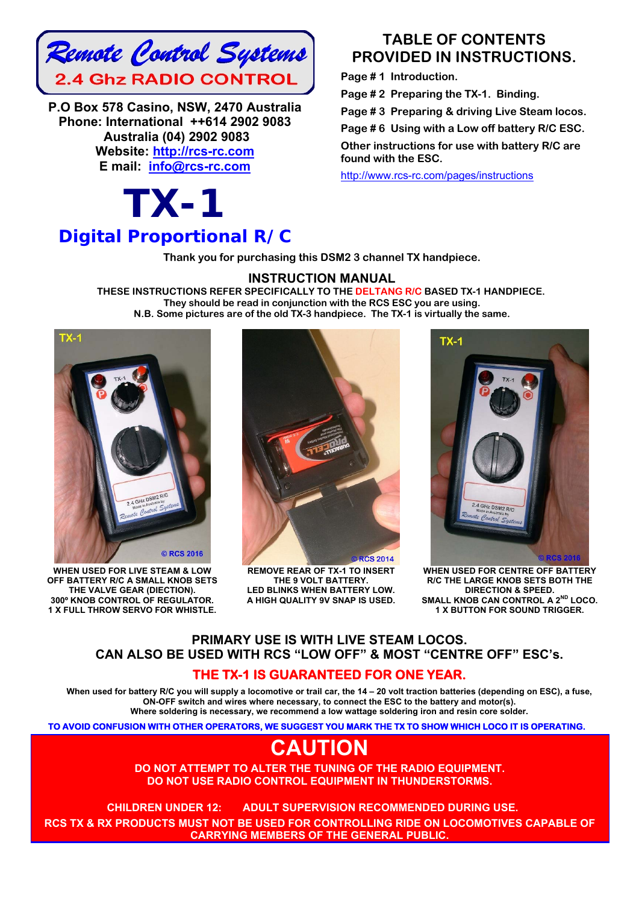# Remote Control Systems

## 2.4 Ghz RADIO CONTROL

**P.O Box 578 Casino, NSW, 2470 Australia**
**Phone: International ++614 2902 9083**
**Australia (04) 2902 9083**
**Website: http://rcs-rc.com**
**E mail: info@rcs-rc.com**

## TABLE OF CONTENTS PROVIDED IN INSTRUCTIONS.

- Page # 1 Introduction.
- Page # 2 Preparing the TX-1. Binding.
- Page # 3 Preparing & driving Live Steam locos.
- Page # 6 Using with a Low off battery R/C ESC.

Other instructions for use with battery R/C are found with the ESC.

http://www.rcs-rc.com/pages/instructions

# TX-1

## Digital Proportional R/C

**Thank you for purchasing this DSM2 3 channel TX handpiece.**

## INSTRUCTION MANUAL

**THESE INSTRUCTIONS REFER SPECIFICALLY TO THE DELTANG R/C BASED TX-1 HANDPIECE.**
**They should be read in conjunction with the RCS ESC you are using.**
**N.B. Some pictures are of the old TX-3 handpiece. The TX-1 is virtually the same.**

**WHEN USED FOR LIVE STEAM & LOW OFF BATTERY R/C A SMALL KNOB SETS THE VALVE GEAR (DIRECTION). 300º KNOB CONTROL OF REGULATOR. 1 X FULL THROW SERVO FOR WHISTLE.**

**REMOVE REAR OF TX-1 TO INSERT THE 9 VOLT BATTERY. LED BLINKS WHEN BATTERY LOW. A HIGH QUALITY 9V SNAP IS USED.**

**WHEN USED FOR CENTRE OFF BATTERY R/C THE LARGE KNOB SETS BOTH THE DIRECTION & SPEED. SMALL KNOB CAN CONTROL A 2ND LOCO. 1 X BUTTON FOR SOUND TRIGGER.**

**PRIMARY USE IS WITH LIVE STEAM LOCOS.**
**CAN ALSO BE USED WITH RCS "LOW OFF" & MOST "CENTRE OFF" ESC's.**

**THE TX-1 IS GUARANTEED FOR ONE YEAR.**

**When used for battery R/C you will supply a locomotive or trail car, the 14 – 20 volt traction batteries (depending on ESC), a fuse, ON-OFF switch and wires where necessary, to connect the ESC to the battery and motor(s). Where soldering is necessary, we recommend a low wattage soldering iron and resin core solder.**

**TO AVOID CONFUSION WITH OTHER OPERATORS, WE SUGGEST YOU MARK THE TX TO SHOW WHICH LOCO IT IS OPERATING.**

## CAUTION

**DO NOT ATTEMPT TO ALTER THE TUNING OF THE RADIO EQUIPMENT.**
**DO NOT USE RADIO CONTROL EQUIPMENT IN THUNDERSTORMS.**

**CHILDREN UNDER 12: ADULT SUPERVISION RECOMMENDED DURING USE.**
**RCS TX & RX PRODUCTS MUST NOT BE USED FOR CONTROLLING RIDE ON LOCOMOTIVES CAPABLE OF CARRYING MEMBERS OF THE GENERAL PUBLIC.**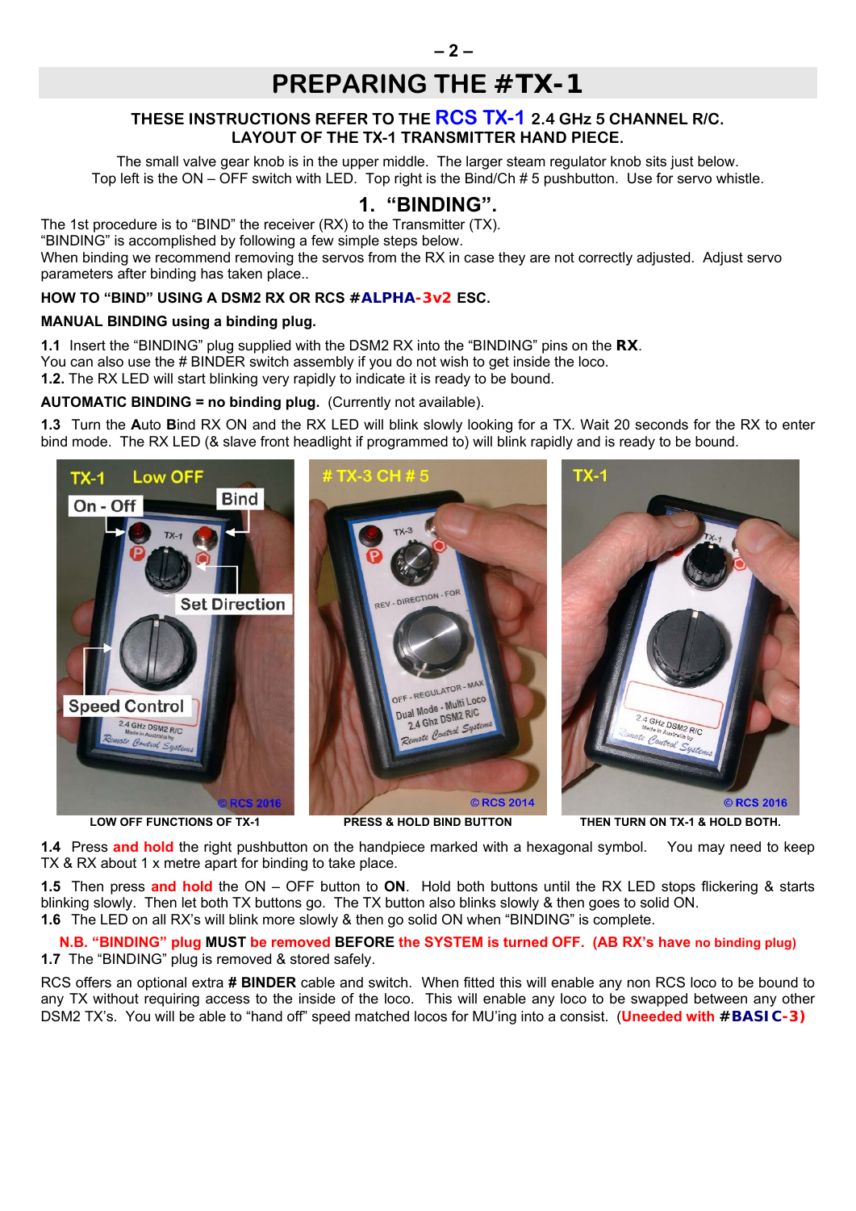# PREPARING THE #TX-1

**THESE INSTRUCTIONS REFER TO THE RCS TX-1 2.4 GHz 5 CHANNEL R/C.**
**LAYOUT OF THE TX-1 TRANSMITTER HAND PIECE.**

The small valve gear knob is in the upper middle. The larger steam regulator knob sits just below. Top left is the ON – OFF switch with LED. Top right is the Bind/Ch # 5 pushbutton. Use for servo whistle.

## 1. "BINDING".

The 1st procedure is to "BIND" the receiver (RX) to the Transmitter (TX).
"BINDING" is accomplished by following a few simple steps below.
When binding we recommend removing the servos from the RX in case they are not correctly adjusted. Adjust servo parameters after binding has taken place..

**HOW TO "BIND" USING A DSM2 RX OR RCS #ALPHA-3v2 ESC.**

**MANUAL BINDING using a binding plug.**

**1.1** Insert the "BINDING" plug supplied with the DSM2 RX into the "BINDING" pins on the **RX**.
You can also use the # BINDER switch assembly if you do not wish to get inside the loco.
**1.2.** The RX LED will start blinking very rapidly to indicate it is ready to be bound.

**AUTOMATIC BINDING = no binding plug.** (Currently not available).

**1.3** Turn the **A**uto **B**ind RX ON and the RX LED will blink slowly looking for a TX. Wait 20 seconds for the RX to enter bind mode. The RX LED (& slave front headlight if programmed to) will blink rapidly and is ready to be bound.

**LOW OFF FUNCTIONS OF TX-1** | **PRESS & HOLD BIND BUTTON** | **THEN TURN ON TX-1 & HOLD BOTH.**

**1.4** Press **and hold** the right pushbutton on the handpiece marked with a hexagonal symbol. You may need to keep TX & RX about 1 x metre apart for binding to take place.

**1.5** Then press **and hold** the ON – OFF button to **ON**. Hold both buttons until the RX LED stops flickering & starts blinking slowly. Then let both TX buttons go. The TX button also blinks slowly & then goes to solid ON.
**1.6** The LED on all RX's will blink more slowly & then go solid ON when "BINDING" is complete.

**N.B. "BINDING" plug MUST be removed BEFORE the SYSTEM is turned OFF. (AB RX's have no binding plug)**
**1.7** The "BINDING" plug is removed & stored safely.

RCS offers an optional extra **# BINDER** cable and switch. When fitted this will enable any non RCS loco to be bound to any TX without requiring access to the inside of the loco. This will enable any loco to be swapped between any other DSM2 TX's. You will be able to "hand off" speed matched locos for MU'ing into a consist. (**Uneeded with #BASIC-3)**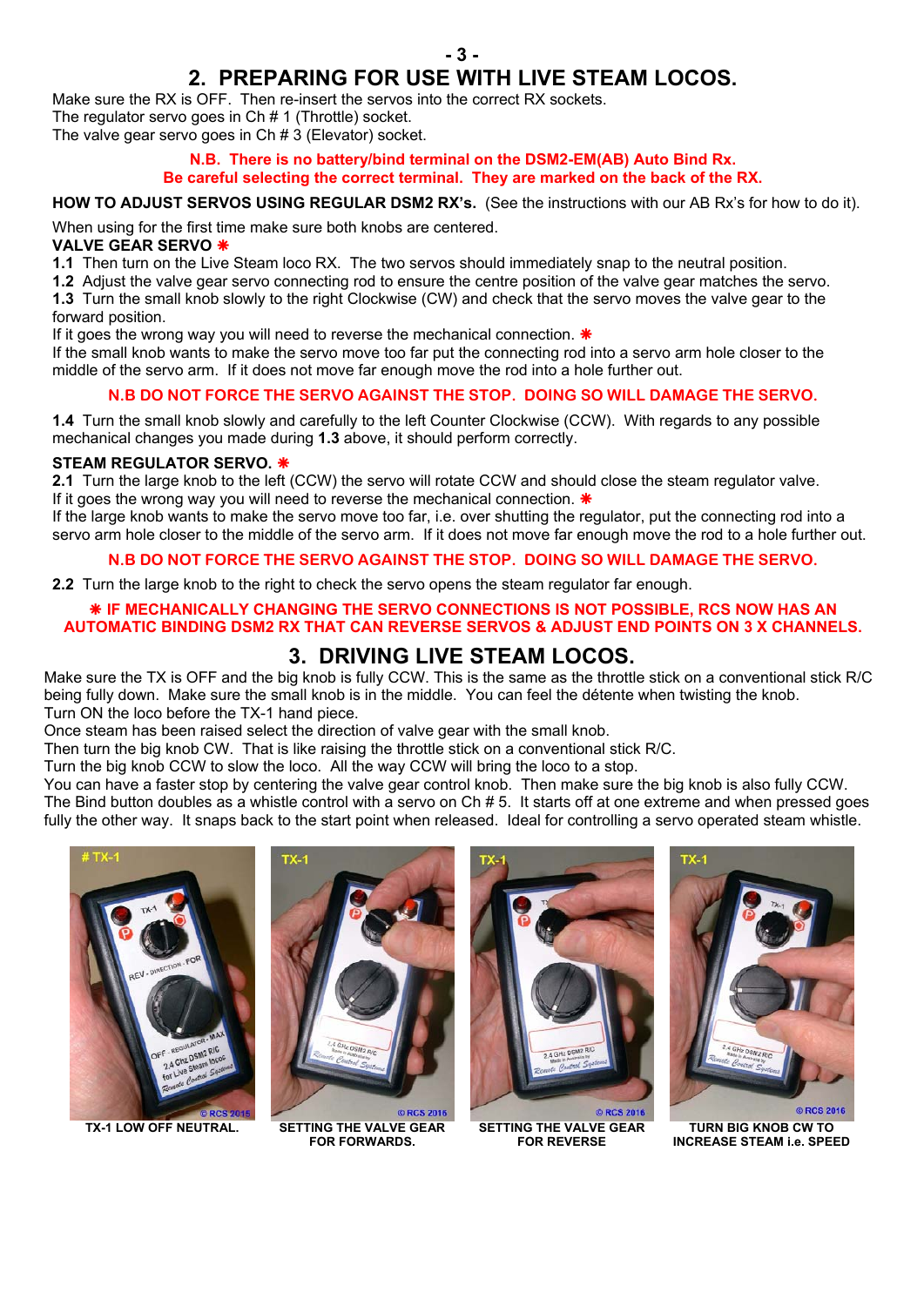## 2. PREPARING FOR USE WITH LIVE STEAM LOCOS.

Make sure the RX is OFF. Then re-insert the servos into the correct RX sockets.
The regulator servo goes in Ch # 1 (Throttle) socket.
The valve gear servo goes in Ch # 3 (Elevator) socket.

**N.B. There is no battery/bind terminal on the DSM2-EM(AB) Auto Bind Rx.**
**Be careful selecting the correct terminal. They are marked on the back of the RX.**

**HOW TO ADJUST SERVOS USING REGULAR DSM2 RX's.** (See the instructions with our AB Rx's for how to do it).

When using for the first time make sure both knobs are centered.

**VALVE GEAR SERVO ✱**

**1.1** Then turn on the Live Steam loco RX. The two servos should immediately snap to the neutral position.
**1.2** Adjust the valve gear servo connecting rod to ensure the centre position of the valve gear matches the servo.
**1.3** Turn the small knob slowly to the right Clockwise (CW) and check that the servo moves the valve gear to the forward position.
If it goes the wrong way you will need to reverse the mechanical connection. ✱
If the small knob wants to make the servo move too far put the connecting rod into a servo arm hole closer to the middle of the servo arm. If it does not move far enough move the rod into a hole further out.

**N.B DO NOT FORCE THE SERVO AGAINST THE STOP. DOING SO WILL DAMAGE THE SERVO.**

**1.4** Turn the small knob slowly and carefully to the left Counter Clockwise (CCW). With regards to any possible mechanical changes you made during **1.3** above, it should perform correctly.

**STEAM REGULATOR SERVO. ✱**

**2.1** Turn the large knob to the left (CCW) the servo will rotate CCW and should close the steam regulator valve.
If it goes the wrong way you will need to reverse the mechanical connection. ✱
If the large knob wants to make the servo move too far, i.e. over shutting the regulator, put the connecting rod into a servo arm hole closer to the middle of the servo arm. If it does not move far enough move the rod to a hole further out.

**N.B DO NOT FORCE THE SERVO AGAINST THE STOP. DOING SO WILL DAMAGE THE SERVO.**

**2.2** Turn the large knob to the right to check the servo opens the steam regulator far enough.

**✱ IF MECHANICALLY CHANGING THE SERVO CONNECTIONS IS NOT POSSIBLE, RCS NOW HAS AN AUTOMATIC BINDING DSM2 RX THAT CAN REVERSE SERVOS & ADJUST END POINTS ON 3 X CHANNELS.**

## 3. DRIVING LIVE STEAM LOCOS.

Make sure the TX is OFF and the big knob is fully CCW. This is the same as the throttle stick on a conventional stick R/C being fully down. Make sure the small knob is in the middle. You can feel the détente when twisting the knob.
Turn ON the loco before the TX-1 hand piece.
Once steam has been raised select the direction of valve gear with the small knob.
Then turn the big knob CW. That is like raising the throttle stick on a conventional stick R/C.
Turn the big knob CCW to slow the loco. All the way CCW will bring the loco to a stop.
You can have a faster stop by centering the valve gear control knob. Then make sure the big knob is also fully CCW.
The Bind button doubles as a whistle control with a servo on Ch # 5. It starts off at one extreme and when pressed goes fully the other way. It snaps back to the start point when released. Ideal for controlling a servo operated steam whistle.

TX-1 LOW OFF NEUTRAL.

SETTING THE VALVE GEAR FOR FORWARDS.

SETTING THE VALVE GEAR FOR REVERSE

TURN BIG KNOB CW TO INCREASE STEAM i.e. SPEED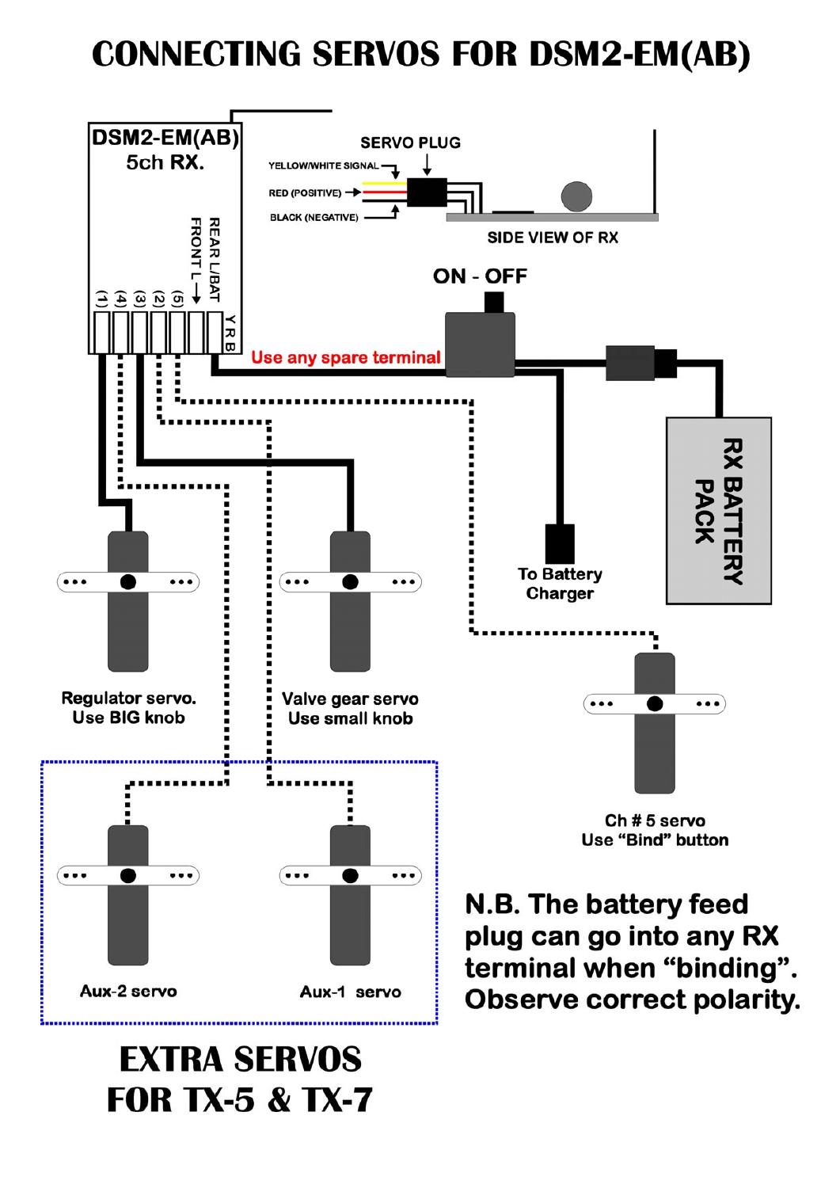# CONNECTING SERVOS FOR DSM2-EM(AB)

DSM2-EM(AB) 5ch RX.

SERVO PLUG

YELLOW/WHITE SIGNAL

RED (POSITIVE)

BLACK (NEGATIVE)

SIDE VIEW OF RX

REAR L/BAT

FRONT L

(1) (4) (3) (2) (5)

Y R B

ON - OFF

Use any spare terminal

To Battery Charger

RX BATTERY PACK

Regulator servo. Use BIG knob

Valve gear servo Use small knob

Ch # 5 servo Use "Bind" button

Aux-2 servo

Aux-1 servo

**N.B. The battery feed plug can go into any RX terminal when "binding". Observe correct polarity.**

## EXTRA SERVOS FOR TX-5 & TX-7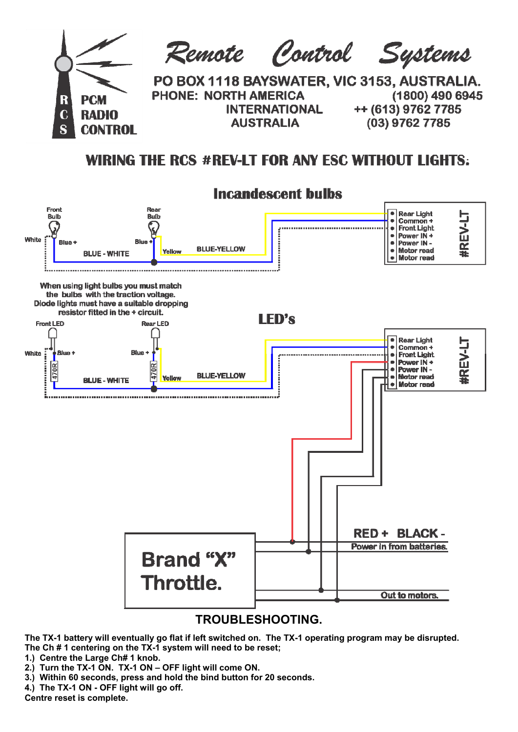# Remote Control Systems

**R C S** PCM RADIO CONTROL

PO BOX 1118 BAYSWATER, VIC 3153, AUSTRALIA.

PHONE: NORTH AMERICA (1800) 490 6945

INTERNATIONAL ++ (613) 9762 7785

AUSTRALIA (03) 9762 7785

## WIRING THE RCS #REV-LT FOR ANY ESC WITHOUT LIGHTS:

### Incandescent bulbs

Front Bulb, Rear Bulb, White, Blue +, Blue +, BLUE - WHITE, Yellow, BLUE-YELLOW

#REV-LT: Rear Light, Common +, Front Light, Power IN +, Power IN -, Motor read, Motor read

When using light bulbs you must match the bulbs with the traction voltage. Diode lights must have a suitable dropping resistor fitted in the + circuit.

### LED's

Front LED, Rear LED, White, Blue +, Blue +, 470R, 470R, BLUE - WHITE, Yellow, BLUE-YELLOW

#REV-LT: Rear Light, Common +, Front Light, Power IN +, Power IN -, Motor read, Motor read

Brand "X" Throttle.

RED + BLACK -

Power in from batteries.

Out to motors.

### TROUBLESHOOTING.

**The TX-1 battery will eventually go flat if left switched on. The TX-1 operating program may be disrupted.**
**The Ch # 1 centering on the TX-1 system will need to be reset;**

1. **Centre the Large Ch# 1 knob.**
2. **Turn the TX-1 ON. TX-1 ON – OFF light will come ON.**
3. **Within 60 seconds, press and hold the bind button for 20 seconds.**
4. **The TX-1 ON - OFF light will go off.**

**Centre reset is complete.**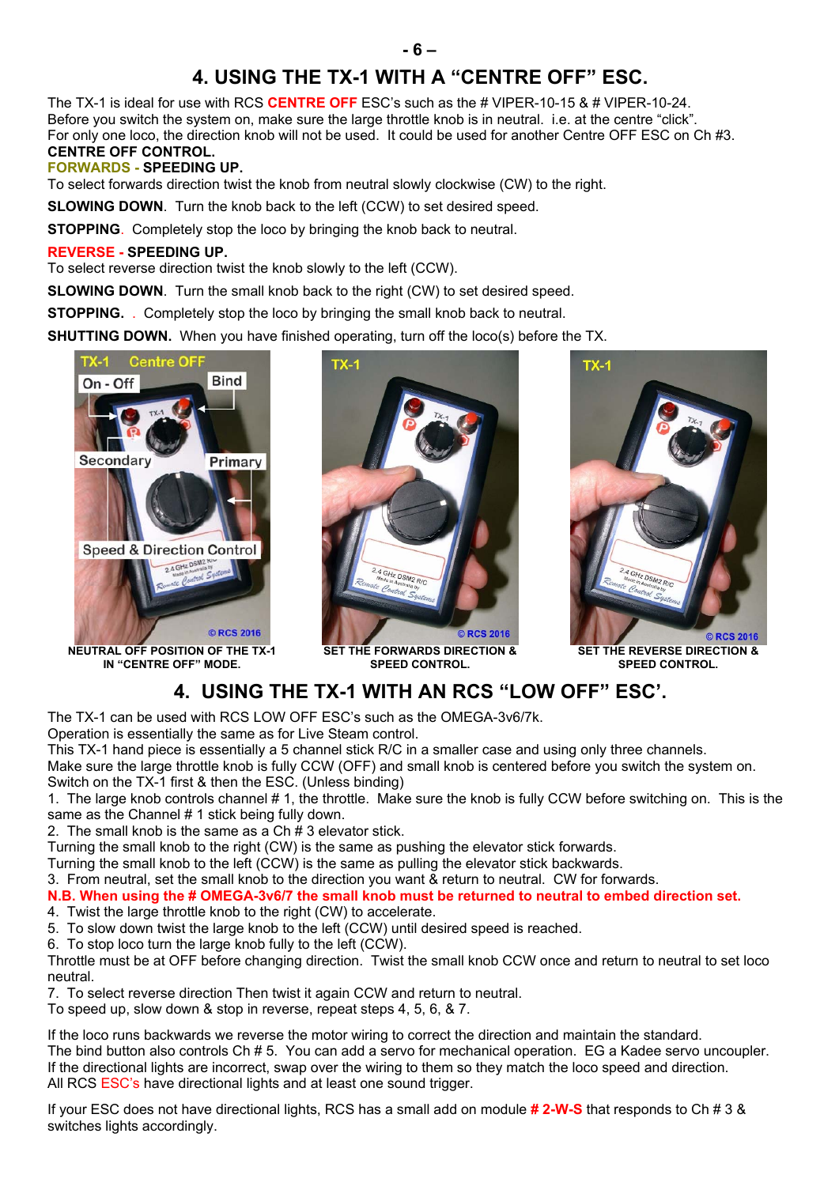# 4. USING THE TX-1 WITH A "CENTRE OFF" ESC.

The TX-1 is ideal for use with RCS **CENTRE OFF** ESC's such as the # VIPER-10-15 & # VIPER-10-24.
Before you switch the system on, make sure the large throttle knob is in neutral. i.e. at the centre "click".
For only one loco, the direction knob will not be used. It could be used for another Centre OFF ESC on Ch #3.

**CENTRE OFF CONTROL.**

**FORWARDS - SPEEDING UP.**

To select forwards direction twist the knob from neutral slowly clockwise (CW) to the right.

**SLOWING DOWN**. Turn the knob back to the left (CCW) to set desired speed.

**STOPPING**. Completely stop the loco by bringing the knob back to neutral.

**REVERSE - SPEEDING UP.**

To select reverse direction twist the knob slowly to the left (CCW).

**SLOWING DOWN**. Turn the small knob back to the right (CW) to set desired speed.

**STOPPING.** . Completely stop the loco by bringing the small knob back to neutral.

**SHUTTING DOWN.** When you have finished operating, turn off the loco(s) before the TX.

**NEUTRAL OFF POSITION OF THE TX-1 IN "CENTRE OFF" MODE.**

**SET THE FORWARDS DIRECTION & SPEED CONTROL.**

**SET THE REVERSE DIRECTION & SPEED CONTROL.**

# 4. USING THE TX-1 WITH AN RCS "LOW OFF" ESC'.

The TX-1 can be used with RCS LOW OFF ESC's such as the OMEGA-3v6/7k.
Operation is essentially the same as for Live Steam control.
This TX-1 hand piece is essentially a 5 channel stick R/C in a smaller case and using only three channels.
Make sure the large throttle knob is fully CCW (OFF) and small knob is centered before you switch the system on.
Switch on the TX-1 first & then the ESC. (Unless binding)

1. The large knob controls channel # 1, the throttle. Make sure the knob is fully CCW before switching on. This is the same as the Channel # 1 stick being fully down.
2. The small knob is the same as a Ch # 3 elevator stick.
Turning the small knob to the right (CW) is the same as pushing the elevator stick forwards.
Turning the small knob to the left (CCW) is the same as pulling the elevator stick backwards.
3. From neutral, set the small knob to the direction you want & return to neutral. CW for forwards.

**N.B. When using the # OMEGA-3v6/7 the small knob must be returned to neutral to embed direction set.**

4. Twist the large throttle knob to the right (CW) to accelerate.
5. To slow down twist the large knob to the left (CCW) until desired speed is reached.
6. To stop loco turn the large knob fully to the left (CCW).
Throttle must be at OFF before changing direction. Twist the small knob CCW once and return to neutral to set loco neutral.
7. To select reverse direction Then twist it again CCW and return to neutral.
To speed up, slow down & stop in reverse, repeat steps 4, 5, 6, & 7.

If the loco runs backwards we reverse the motor wiring to correct the direction and maintain the standard.
The bind button also controls Ch # 5. You can add a servo for mechanical operation. EG a Kadee servo uncoupler.
If the directional lights are incorrect, swap over the wiring to them so they match the loco speed and direction.
All RCS ESC's have directional lights and at least one sound trigger.

If your ESC does not have directional lights, RCS has a small add on module **# 2-W-S** that responds to Ch # 3 & switches lights accordingly.